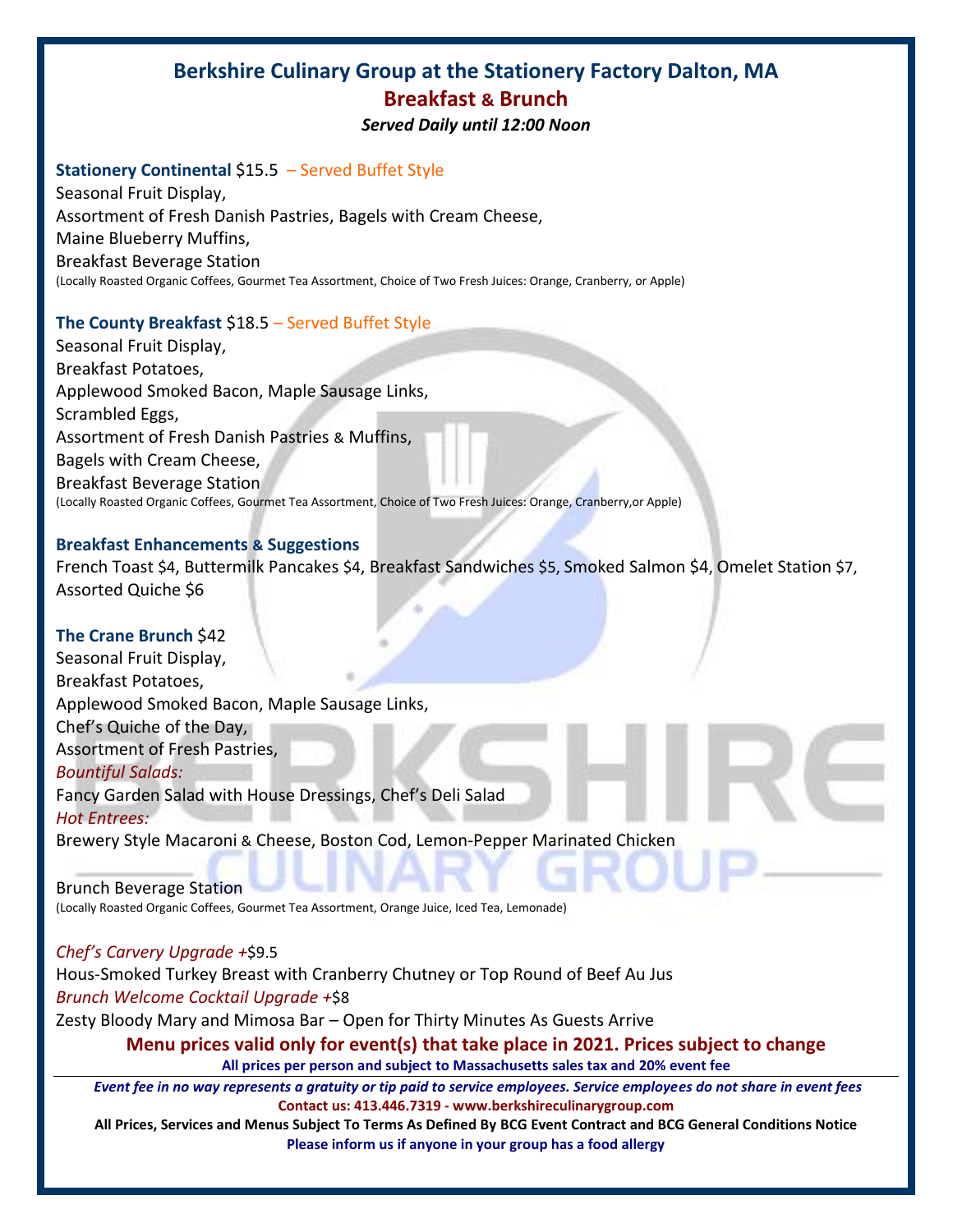# Berkshire Culinary Group at the Stationery Factory Dalton, MA

## Breakfast & Brunch

***Served Daily until 12:00 Noon***

**Stationery Continental** $15.5 – Served Buffet Style
Seasonal Fruit Display,
Assortment of Fresh Danish Pastries, Bagels with Cream Cheese,
Maine Blueberry Muffins,
Breakfast Beverage Station
(Locally Roasted Organic Coffees, Gourmet Tea Assortment, Choice of Two Fresh Juices: Orange, Cranberry, or Apple)

**The County Breakfast** $18.5 – Served Buffet Style
Seasonal Fruit Display,
Breakfast Potatoes,
Applewood Smoked Bacon, Maple Sausage Links,
Scrambled Eggs,
Assortment of Fresh Danish Pastries & Muffins,
Bagels with Cream Cheese,
Breakfast Beverage Station
(Locally Roasted Organic Coffees, Gourmet Tea Assortment, Choice of Two Fresh Juices: Orange, Cranberry,or Apple)

**Breakfast Enhancements & Suggestions**
French Toast $4, Buttermilk Pancakes $4, Breakfast Sandwiches $5, Smoked Salmon $4, Omelet Station $7, Assorted Quiche $6

**The Crane Brunch** $42
Seasonal Fruit Display,
Breakfast Potatoes,
Applewood Smoked Bacon, Maple Sausage Links,
Chef's Quiche of the Day,
Assortment of Fresh Pastries,
*Bountiful Salads:*
Fancy Garden Salad with House Dressings, Chef's Deli Salad
*Hot Entrees:*
Brewery Style Macaroni & Cheese, Boston Cod, Lemon-Pepper Marinated Chicken

Brunch Beverage Station
(Locally Roasted Organic Coffees, Gourmet Tea Assortment, Orange Juice, Iced Tea, Lemonade)

*Chef's Carvery Upgrade +*$9.5
Hous-Smoked Turkey Breast with Cranberry Chutney or Top Round of Beef Au Jus
*Brunch Welcome Cocktail Upgrade +*$8
Zesty Bloody Mary and Mimosa Bar – Open for Thirty Minutes As Guests Arrive

**Menu prices valid only for event(s) that take place in 2021. Prices subject to change**

**All prices per person and subject to Massachusetts sales tax and 20% event fee**

***Event fee in no way represents a gratuity or tip paid to service employees. Service employees do not share in event fees***

**Contact us: 413.446.7319 - www.berkshireculinarygroup.com**

**All Prices, Services and Menus Subject To Terms As Defined By BCG Event Contract and BCG General Conditions Notice**

**Please inform us if anyone in your group has a food allergy**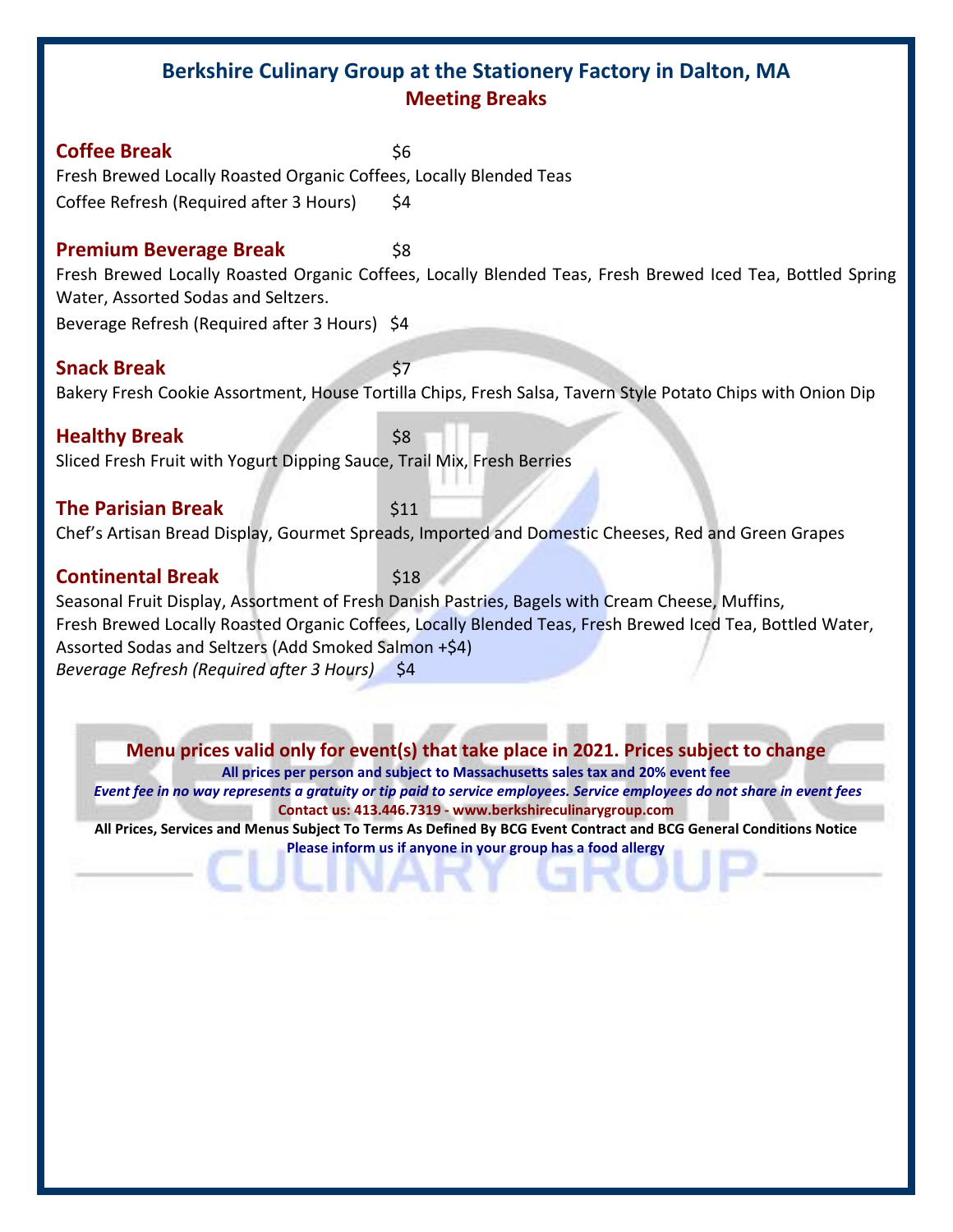# Berkshire Culinary Group at the Stationery Factory in Dalton, MA

## Meeting Breaks

**Coffee Break** $6

Fresh Brewed Locally Roasted Organic Coffees, Locally Blended Teas

Coffee Refresh (Required after 3 Hours) $4

**Premium Beverage Break** $8

Fresh Brewed Locally Roasted Organic Coffees, Locally Blended Teas, Fresh Brewed Iced Tea, Bottled Spring Water, Assorted Sodas and Seltzers.

Beverage Refresh (Required after 3 Hours) $4

**Snack Break** $7

Bakery Fresh Cookie Assortment, House Tortilla Chips, Fresh Salsa, Tavern Style Potato Chips with Onion Dip

**Healthy Break** $8

Sliced Fresh Fruit with Yogurt Dipping Sauce, Trail Mix, Fresh Berries

**The Parisian Break** $11

Chef's Artisan Bread Display, Gourmet Spreads, Imported and Domestic Cheeses, Red and Green Grapes

**Continental Break** $18

Seasonal Fruit Display, Assortment of Fresh Danish Pastries, Bagels with Cream Cheese, Muffins, Fresh Brewed Locally Roasted Organic Coffees, Locally Blended Teas, Fresh Brewed Iced Tea, Bottled Water, Assorted Sodas and Seltzers (Add Smoked Salmon +$4)

*Beverage Refresh (Required after 3 Hours)* $4

**Menu prices valid only for event(s) that take place in 2021. Prices subject to change**

**All prices per person and subject to Massachusetts sales tax and 20% event fee**

***Event fee in no way represents a gratuity or tip paid to service employees. Service employees do not share in event fees***

**Contact us: 413.446.7319 - www.berkshireculinarygroup.com**

**All Prices, Services and Menus Subject To Terms As Defined By BCG Event Contract and BCG General Conditions Notice**

**Please inform us if anyone in your group has a food allergy**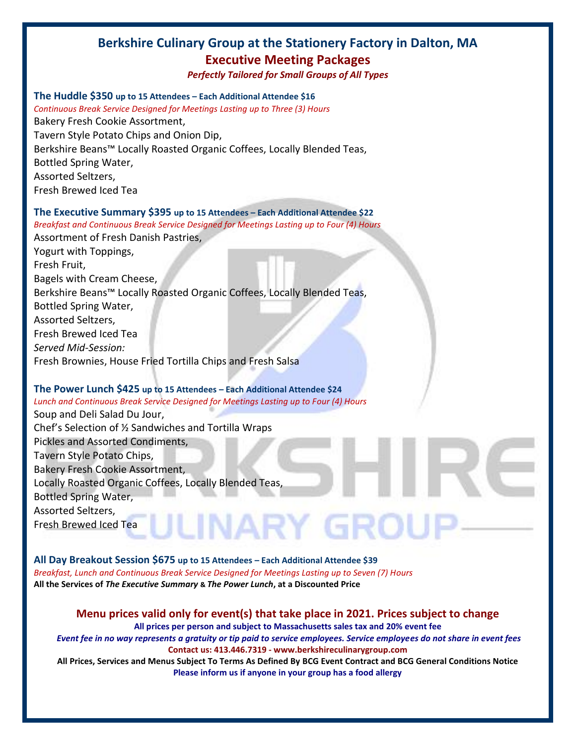# Berkshire Culinary Group at the Stationery Factory in Dalton, MA

## Executive Meeting Packages

*Perfectly Tailored for Small Groups of All Types*

### The Huddle $350 up to 15 Attendees – Each Additional Attendee $16

*Continuous Break Service Designed for Meetings Lasting up to Three (3) Hours*

Bakery Fresh Cookie Assortment,
Tavern Style Potato Chips and Onion Dip,
Berkshire Beans™ Locally Roasted Organic Coffees, Locally Blended Teas,
Bottled Spring Water,
Assorted Seltzers,
Fresh Brewed Iced Tea

### The Executive Summary $395 up to 15 Attendees – Each Additional Attendee $22

*Breakfast and Continuous Break Service Designed for Meetings Lasting up to Four (4) Hours*

Assortment of Fresh Danish Pastries,
Yogurt with Toppings,
Fresh Fruit,
Bagels with Cream Cheese,
Berkshire Beans™ Locally Roasted Organic Coffees, Locally Blended Teas,
Bottled Spring Water,
Assorted Seltzers,
Fresh Brewed Iced Tea
*Served Mid-Session:*
Fresh Brownies, House Fried Tortilla Chips and Fresh Salsa

### The Power Lunch $425 up to 15 Attendees – Each Additional Attendee $24

*Lunch and Continuous Break Service Designed for Meetings Lasting up to Four (4) Hours*

Soup and Deli Salad Du Jour,
Chef's Selection of ½ Sandwiches and Tortilla Wraps
Pickles and Assorted Condiments,
Tavern Style Potato Chips,
Bakery Fresh Cookie Assortment,
Locally Roasted Organic Coffees, Locally Blended Teas,
Bottled Spring Water,
Assorted Seltzers,
Fresh Brewed Iced Tea

### All Day Breakout Session $675 up to 15 Attendees – Each Additional Attendee $39

*Breakfast, Lunch and Continuous Break Service Designed for Meetings Lasting up to Seven (7) Hours*

**All the Services of *The Executive Summary* & *The Power Lunch*, at a Discounted Price**

**Menu prices valid only for event(s) that take place in 2021. Prices subject to change**

**All prices per person and subject to Massachusetts sales tax and 20% event fee**

***Event fee in no way represents a gratuity or tip paid to service employees. Service employees do not share in event fees***

**Contact us: 413.446.7319 - www.berkshireculinarygroup.com**

**All Prices, Services and Menus Subject To Terms As Defined By BCG Event Contract and BCG General Conditions Notice**

**Please inform us if anyone in your group has a food allergy**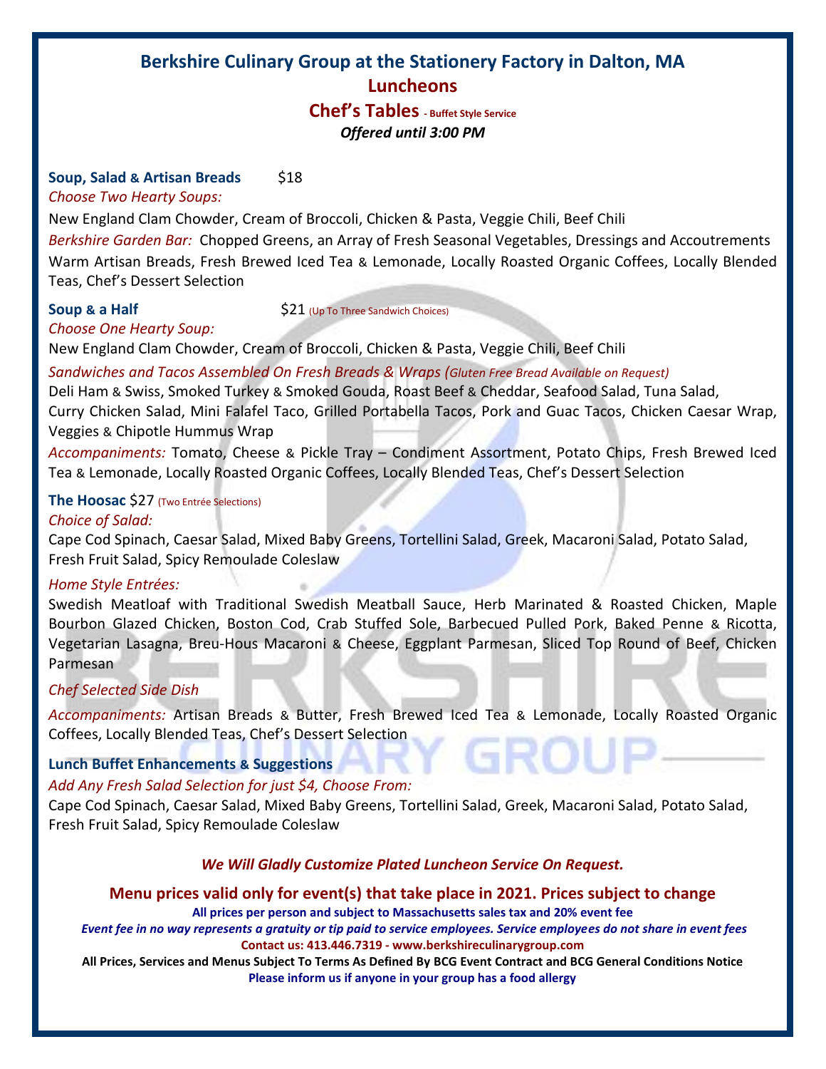# Berkshire Culinary Group at the Stationery Factory in Dalton, MA

## Luncheons

### Chef's Tables - Buffet Style Service

***Offered until 3:00 PM***

**Soup, Salad & Artisan Breads** $18

*Choose Two Hearty Soups:*

New England Clam Chowder, Cream of Broccoli, Chicken & Pasta, Veggie Chili, Beef Chili

*Berkshire Garden Bar:* Chopped Greens, an Array of Fresh Seasonal Vegetables, Dressings and Accoutrements

Warm Artisan Breads, Fresh Brewed Iced Tea & Lemonade, Locally Roasted Organic Coffees, Locally Blended Teas, Chef's Dessert Selection

**Soup & a Half** $21 (Up To Three Sandwich Choices)

*Choose One Hearty Soup:*

New England Clam Chowder, Cream of Broccoli, Chicken & Pasta, Veggie Chili, Beef Chili

*Sandwiches and Tacos Assembled On Fresh Breads & Wraps (Gluten Free Bread Available on Request)*

Deli Ham & Swiss, Smoked Turkey & Smoked Gouda, Roast Beef & Cheddar, Seafood Salad, Tuna Salad, Curry Chicken Salad, Mini Falafel Taco, Grilled Portabella Tacos, Pork and Guac Tacos, Chicken Caesar Wrap, Veggies & Chipotle Hummus Wrap

*Accompaniments:* Tomato, Cheese & Pickle Tray – Condiment Assortment, Potato Chips, Fresh Brewed Iced Tea & Lemonade, Locally Roasted Organic Coffees, Locally Blended Teas, Chef's Dessert Selection

**The Hoosac** $27 (Two Entrée Selections)

*Choice of Salad:*

Cape Cod Spinach, Caesar Salad, Mixed Baby Greens, Tortellini Salad, Greek, Macaroni Salad, Potato Salad, Fresh Fruit Salad, Spicy Remoulade Coleslaw

*Home Style Entrées:*

Swedish Meatloaf with Traditional Swedish Meatball Sauce, Herb Marinated & Roasted Chicken, Maple Bourbon Glazed Chicken, Boston Cod, Crab Stuffed Sole, Barbecued Pulled Pork, Baked Penne & Ricotta, Vegetarian Lasagna, Breu-Hous Macaroni & Cheese, Eggplant Parmesan, Sliced Top Round of Beef, Chicken Parmesan

*Chef Selected Side Dish*

*Accompaniments:* Artisan Breads & Butter, Fresh Brewed Iced Tea & Lemonade, Locally Roasted Organic Coffees, Locally Blended Teas, Chef's Dessert Selection

**Lunch Buffet Enhancements & Suggestions**

*Add Any Fresh Salad Selection for just $4, Choose From:*

Cape Cod Spinach, Caesar Salad, Mixed Baby Greens, Tortellini Salad, Greek, Macaroni Salad, Potato Salad, Fresh Fruit Salad, Spicy Remoulade Coleslaw

***We Will Gladly Customize Plated Luncheon Service On Request.***

**Menu prices valid only for event(s) that take place in 2021. Prices subject to change**

**All prices per person and subject to Massachusetts sales tax and 20% event fee**

***Event fee in no way represents a gratuity or tip paid to service employees. Service employees do not share in event fees***

**Contact us: 413.446.7319 - www.berkshireculinarygroup.com**

**All Prices, Services and Menus Subject To Terms As Defined By BCG Event Contract and BCG General Conditions Notice**

**Please inform us if anyone in your group has a food allergy**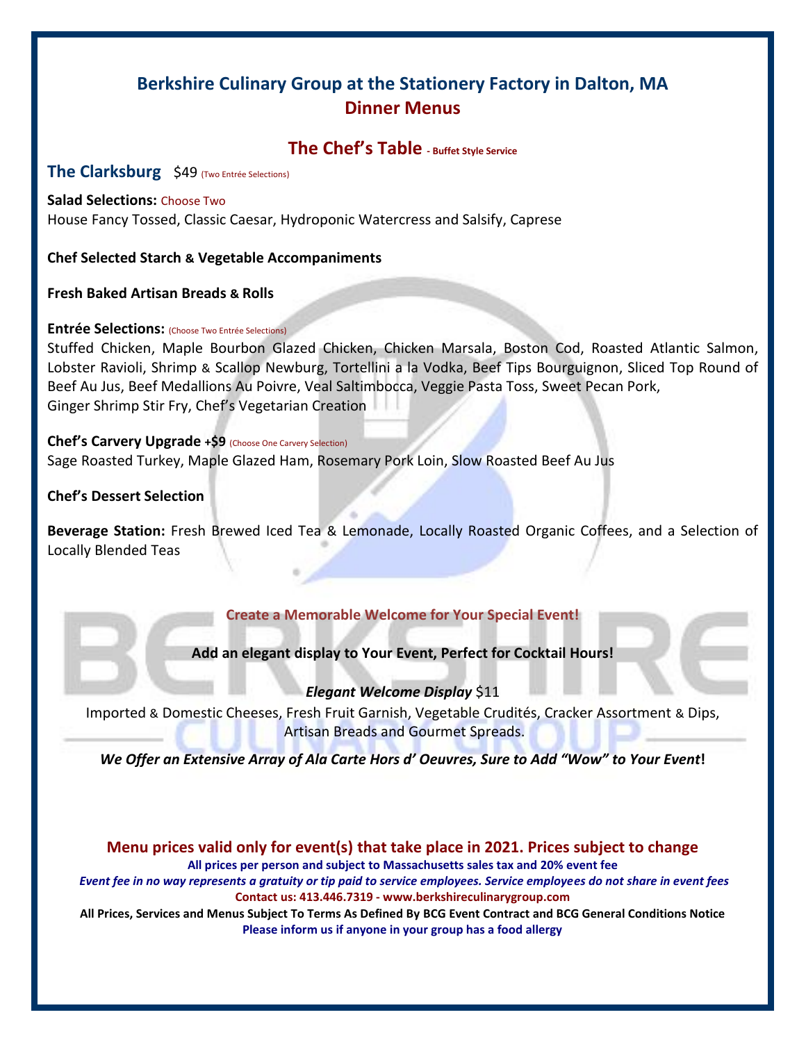# Berkshire Culinary Group at the Stationery Factory in Dalton, MA

## Dinner Menus

## The Chef's Table - Buffet Style Service

### The Clarksburg $49 (Two Entrée Selections)

**Salad Selections:** Choose Two
House Fancy Tossed, Classic Caesar, Hydroponic Watercress and Salsify, Caprese

**Chef Selected Starch & Vegetable Accompaniments**

**Fresh Baked Artisan Breads & Rolls**

**Entrée Selections:** (Choose Two Entrée Selections)
Stuffed Chicken, Maple Bourbon Glazed Chicken, Chicken Marsala, Boston Cod, Roasted Atlantic Salmon, Lobster Ravioli, Shrimp & Scallop Newburg, Tortellini a la Vodka, Beef Tips Bourguignon, Sliced Top Round of Beef Au Jus, Beef Medallions Au Poivre, Veal Saltimbocca, Veggie Pasta Toss, Sweet Pecan Pork, Ginger Shrimp Stir Fry, Chef's Vegetarian Creation

**Chef's Carvery Upgrade +$9** (Choose One Carvery Selection)
Sage Roasted Turkey, Maple Glazed Ham, Rosemary Pork Loin, Slow Roasted Beef Au Jus

**Chef's Dessert Selection**

**Beverage Station:** Fresh Brewed Iced Tea & Lemonade, Locally Roasted Organic Coffees, and a Selection of Locally Blended Teas

**Create a Memorable Welcome for Your Special Event!**

**Add an elegant display to Your Event, Perfect for Cocktail Hours!**

***Elegant Welcome Display*** $11
Imported & Domestic Cheeses, Fresh Fruit Garnish, Vegetable Crudités, Cracker Assortment & Dips, Artisan Breads and Gourmet Spreads.

***We Offer an Extensive Array of Ala Carte Hors d' Oeuvres, Sure to Add "Wow" to Your Event!***

**Menu prices valid only for event(s) that take place in 2021. Prices subject to change**

**All prices per person and subject to Massachusetts sales tax and 20% event fee**

***Event fee in no way represents a gratuity or tip paid to service employees. Service employees do not share in event fees***

**Contact us: 413.446.7319 - www.berkshireculinarygroup.com**

**All Prices, Services and Menus Subject To Terms As Defined By BCG Event Contract and BCG General Conditions Notice**

**Please inform us if anyone in your group has a food allergy**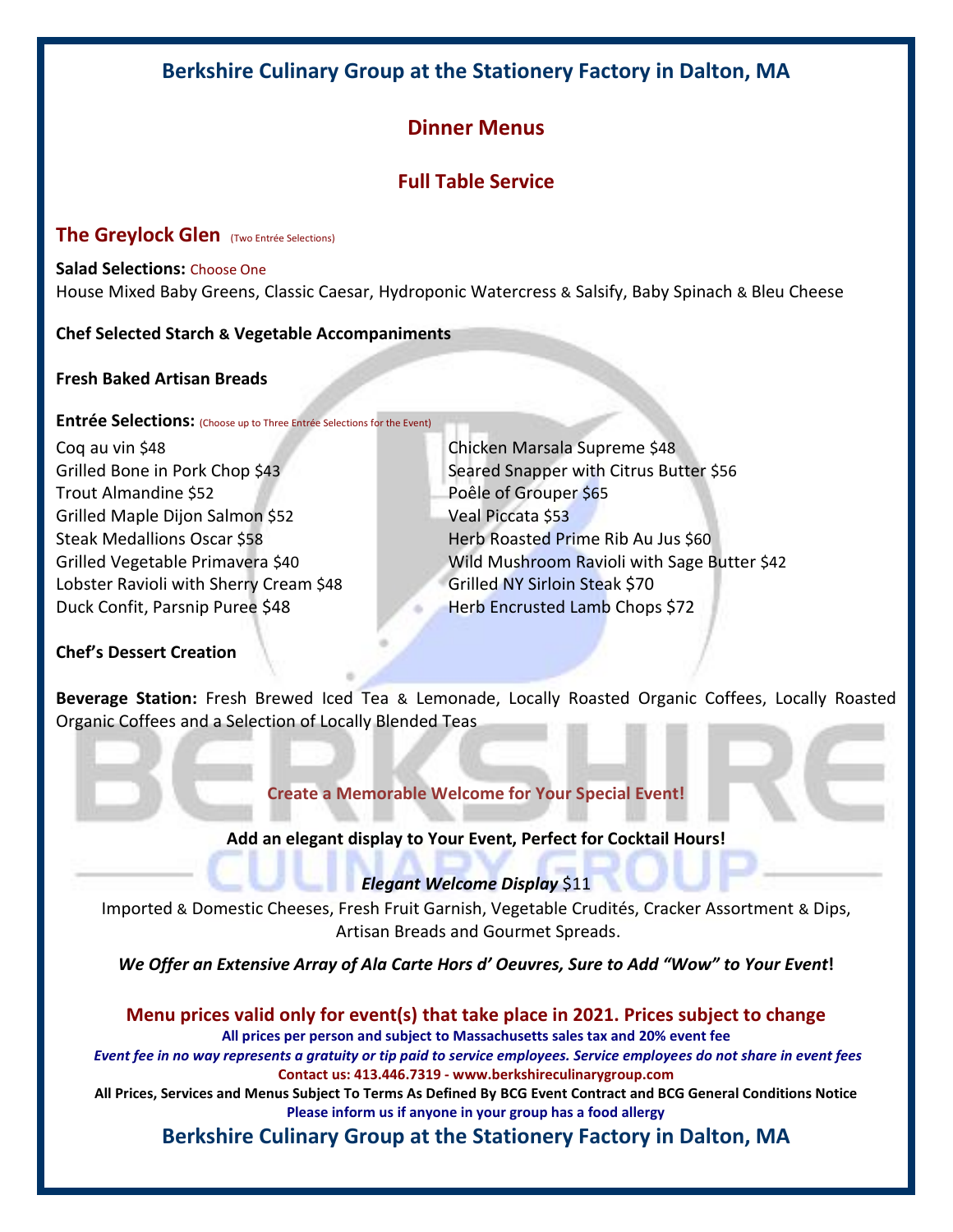# Berkshire Culinary Group at the Stationery Factory in Dalton, MA

## Dinner Menus

## Full Table Service

### The Greylock Glen (Two Entrée Selections)

**Salad Selections:** Choose One
House Mixed Baby Greens, Classic Caesar, Hydroponic Watercress & Salsify, Baby Spinach & Bleu Cheese

**Chef Selected Starch & Vegetable Accompaniments**

**Fresh Baked Artisan Breads**

**Entrée Selections:** (Choose up to Three Entrée Selections for the Event)

Coq au vin $48
Grilled Bone in Pork Chop $43
Trout Almandine $52
Grilled Maple Dijon Salmon $52
Steak Medallions Oscar $58
Grilled Vegetable Primavera $40
Lobster Ravioli with Sherry Cream $48
Duck Confit, Parsnip Puree $48
Chicken Marsala Supreme $48
Seared Snapper with Citrus Butter $56
Poêle of Grouper $65
Veal Piccata $53
Herb Roasted Prime Rib Au Jus $60
Wild Mushroom Ravioli with Sage Butter $42
Grilled NY Sirloin Steak $70
Herb Encrusted Lamb Chops $72

**Chef's Dessert Creation**

**Beverage Station:** Fresh Brewed Iced Tea & Lemonade, Locally Roasted Organic Coffees, Locally Roasted Organic Coffees and a Selection of Locally Blended Teas

**Create a Memorable Welcome for Your Special Event!**

**Add an elegant display to Your Event, Perfect for Cocktail Hours!**

***Elegant Welcome Display*** $11
Imported & Domestic Cheeses, Fresh Fruit Garnish, Vegetable Crudités, Cracker Assortment & Dips, Artisan Breads and Gourmet Spreads.

***We Offer an Extensive Array of Ala Carte Hors d' Oeuvres, Sure to Add "Wow" to Your Event!***

**Menu prices valid only for event(s) that take place in 2021. Prices subject to change**

**All prices per person and subject to Massachusetts sales tax and 20% event fee**

***Event fee in no way represents a gratuity or tip paid to service employees. Service employees do not share in event fees***

**Contact us: 413.446.7319 - www.berkshireculinarygroup.com**

**All Prices, Services and Menus Subject To Terms As Defined By BCG Event Contract and BCG General Conditions Notice**

**Please inform us if anyone in your group has a food allergy**

**Berkshire Culinary Group at the Stationery Factory in Dalton, MA**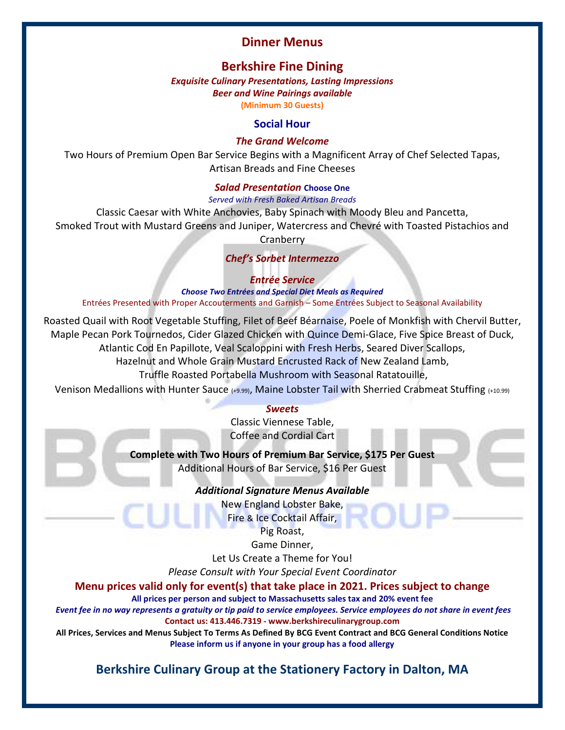# Dinner Menus

## Berkshire Fine Dining

***Exquisite Culinary Presentations, Lasting Impressions***
***Beer and Wine Pairings available***
**(Minimum 30 Guests)**

### Social Hour

***The Grand Welcome***

Two Hours of Premium Open Bar Service Begins with a Magnificent Array of Chef Selected Tapas, Artisan Breads and Fine Cheeses

***Salad Presentation*** **Choose One**

*Served with Fresh Baked Artisan Breads*

Classic Caesar with White Anchovies, Baby Spinach with Moody Bleu and Pancetta, Smoked Trout with Mustard Greens and Juniper, Watercress and Chevré with Toasted Pistachios and Cranberry

***Chef's Sorbet Intermezzo***

***Entrée Service***

***Choose Two Entrées and Special Diet Meals as Required***

Entrées Presented with Proper Accouterments and Garnish – Some Entrées Subject to Seasonal Availability

Roasted Quail with Root Vegetable Stuffing, Filet of Beef Béarnaise, Poele of Monkfish with Chervil Butter, Maple Pecan Pork Tournedos, Cider Glazed Chicken with Quince Demi-Glace, Five Spice Breast of Duck, Atlantic Cod En Papillote, Veal Scaloppini with Fresh Herbs, Seared Diver Scallops, Hazelnut and Whole Grain Mustard Encrusted Rack of New Zealand Lamb, Truffle Roasted Portabella Mushroom with Seasonal Ratatouille, Venison Medallions with Hunter Sauce (+9.99), Maine Lobster Tail with Sherried Crabmeat Stuffing (+10.99)

***Sweets***

Classic Viennese Table,
Coffee and Cordial Cart

**Complete with Two Hours of Premium Bar Service, $175 Per Guest**
Additional Hours of Bar Service, $16 Per Guest

***Additional Signature Menus Available***

New England Lobster Bake,
Fire & Ice Cocktail Affair,
Pig Roast,
Game Dinner,
Let Us Create a Theme for You!

*Please Consult with Your Special Event Coordinator*

**Menu prices valid only for event(s) that take place in 2021. Prices subject to change**

**All prices per person and subject to Massachusetts sales tax and 20% event fee**

***Event fee in no way represents a gratuity or tip paid to service employees. Service employees do not share in event fees***

**Contact us: 413.446.7319 - www.berkshireculinarygroup.com**

**All Prices, Services and Menus Subject To Terms As Defined By BCG Event Contract and BCG General Conditions Notice**

**Please inform us if anyone in your group has a food allergy**

## Berkshire Culinary Group at the Stationery Factory in Dalton, MA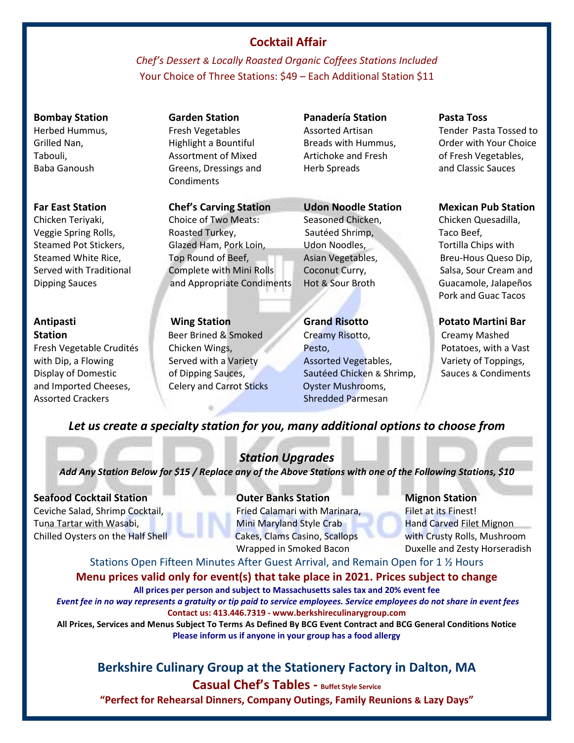## Cocktail Affair

*Chef's Dessert & Locally Roasted Organic Coffees Stations Included*

Your Choice of Three Stations: $49 – Each Additional Station $11

**Bombay Station**
Herbed Hummus,
Grilled Nan,
Tabouli,
Baba Ganoush

**Far East Station**
Chicken Teriyaki,
Veggie Spring Rolls,
Steamed Pot Stickers,
Steamed White Rice,
Served with Traditional Dipping Sauces

**Antipasti Station**
Fresh Vegetable Crudités with Dip, a Flowing Display of Domestic and Imported Cheeses, Assorted Crackers

**Garden Station**
Fresh Vegetables Highlight a Bountiful Assortment of Mixed Greens, Dressings and Condiments

**Chef's Carving Station**
Choice of Two Meats:
Roasted Turkey,
Glazed Ham, Pork Loin,
Top Round of Beef,
Complete with Mini Rolls and Appropriate Condiments

**Wing Station**
Beer Brined & Smoked Chicken Wings,
Served with a Variety of Dipping Sauces,
Celery and Carrot Sticks

**Panadería Station**
Assorted Artisan Breads with Hummus, Artichoke and Fresh Herb Spreads

**Udon Noodle Station**
Seasoned Chicken,
Sautéed Shrimp,
Udon Noodles,
Asian Vegetables,
Coconut Curry,
Hot & Sour Broth

**Grand Risotto**
Creamy Risotto,
Pesto,
Assorted Vegetables,
Sautéed Chicken & Shrimp,
Oyster Mushrooms,
Shredded Parmesan

**Pasta Toss**
Tender Pasta Tossed to Order with Your Choice of Fresh Vegetables, and Classic Sauces

**Mexican Pub Station**
Chicken Quesadilla,
Taco Beef,
Tortilla Chips with Breu-Hous Queso Dip,
Salsa, Sour Cream and Guacamole, Jalapeños
Pork and Guac Tacos

**Potato Martini Bar**
Creamy Mashed Potatoes, with a Vast Variety of Toppings, Sauces & Condiments

***Let us create a specialty station for you, many additional options to choose from***

### *Station Upgrades*

***Add Any Station Below for $15 / Replace any of the Above Stations with one of the Following Stations, $10***

**Seafood Cocktail Station**
Ceviche Salad, Shrimp Cocktail,
Tuna Tartar with Wasabi,
Chilled Oysters on the Half Shell

**Outer Banks Station**
Fried Calamari with Marinara,
Mini Maryland Style Crab Cakes, Clams Casino, Scallops Wrapped in Smoked Bacon

**Mignon Station**
Filet at its Finest!
Hand Carved Filet Mignon with Crusty Rolls, Mushroom Duxelle and Zesty Horseradish

Stations Open Fifteen Minutes After Guest Arrival, and Remain Open for 1 ½ Hours

**Menu prices valid only for event(s) that take place in 2021. Prices subject to change**

**All prices per person and subject to Massachusetts sales tax and 20% event fee**

***Event fee in no way represents a gratuity or tip paid to service employees. Service employees do not share in event fees***

**Contact us: 413.446.7319 - www.berkshireculinarygroup.com**

**All Prices, Services and Menus Subject To Terms As Defined By BCG Event Contract and BCG General Conditions Notice**

**Please inform us if anyone in your group has a food allergy**

## Berkshire Culinary Group at the Stationery Factory in Dalton, MA

**Casual Chef's Tables - Buffet Style Service**

**"Perfect for Rehearsal Dinners, Company Outings, Family Reunions & Lazy Days"**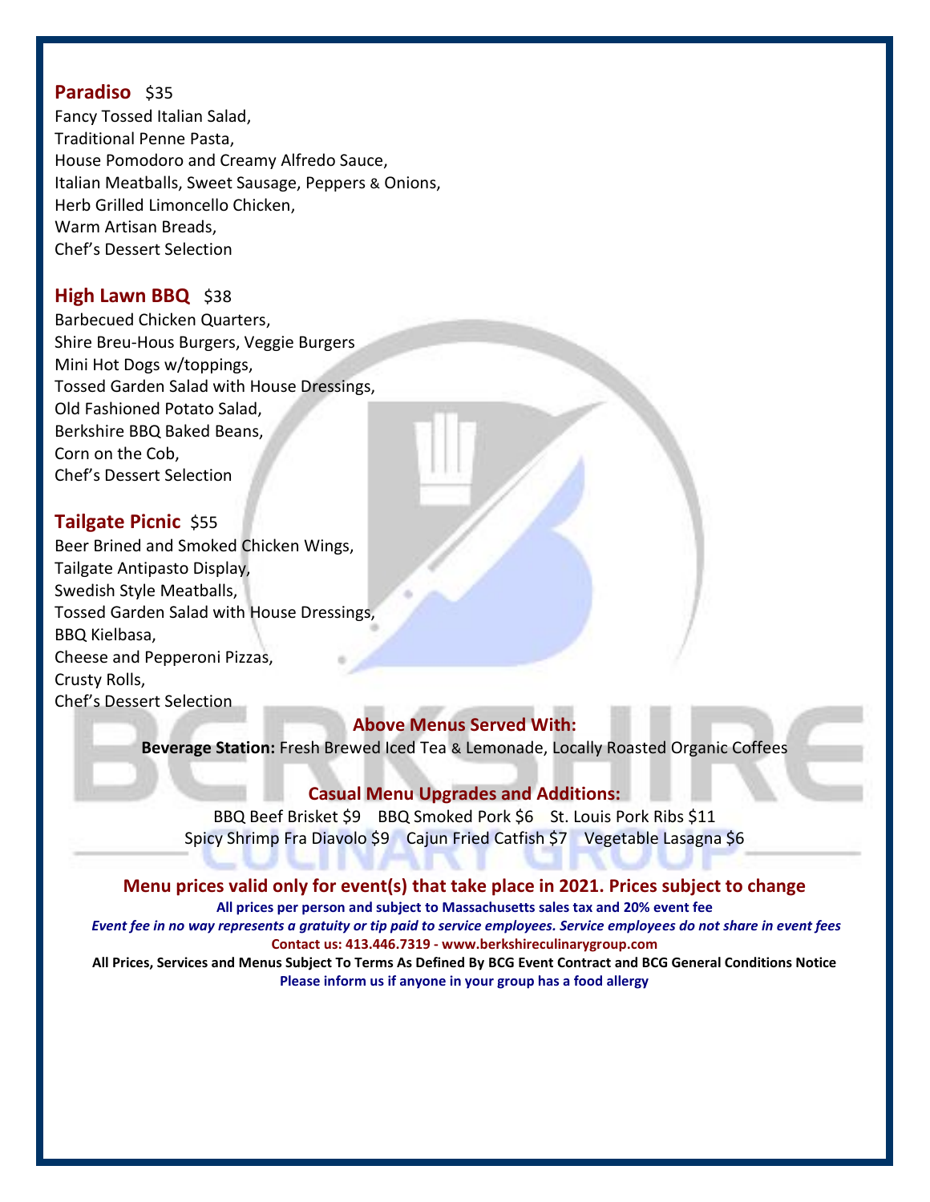## Paradiso $35

Fancy Tossed Italian Salad,
Traditional Penne Pasta,
House Pomodoro and Creamy Alfredo Sauce,
Italian Meatballs, Sweet Sausage, Peppers & Onions,
Herb Grilled Limoncello Chicken,
Warm Artisan Breads,
Chef's Dessert Selection

## High Lawn BBQ $38

Barbecued Chicken Quarters,
Shire Breu-Hous Burgers, Veggie Burgers
Mini Hot Dogs w/toppings,
Tossed Garden Salad with House Dressings,
Old Fashioned Potato Salad,
Berkshire BBQ Baked Beans,
Corn on the Cob,
Chef's Dessert Selection

## Tailgate Picnic $55

Beer Brined and Smoked Chicken Wings,
Tailgate Antipasto Display,
Swedish Style Meatballs,
Tossed Garden Salad with House Dressings,
BBQ Kielbasa,
Cheese and Pepperoni Pizzas,
Crusty Rolls,
Chef's Dessert Selection

### Above Menus Served With:

**Beverage Station:** Fresh Brewed Iced Tea & Lemonade, Locally Roasted Organic Coffees

### Casual Menu Upgrades and Additions:

BBQ Beef Brisket $9 BBQ Smoked Pork $6 St. Louis Pork Ribs $11
Spicy Shrimp Fra Diavolo $9 Cajun Fried Catfish $7 Vegetable Lasagna $6

### Menu prices valid only for event(s) that take place in 2021. Prices subject to change

**All prices per person and subject to Massachusetts sales tax and 20% event fee**

***Event fee in no way represents a gratuity or tip paid to service employees. Service employees do not share in event fees***

**Contact us: 413.446.7319 - www.berkshireculinarygroup.com**

**All Prices, Services and Menus Subject To Terms As Defined By BCG Event Contract and BCG General Conditions Notice**

**Please inform us if anyone in your group has a food allergy**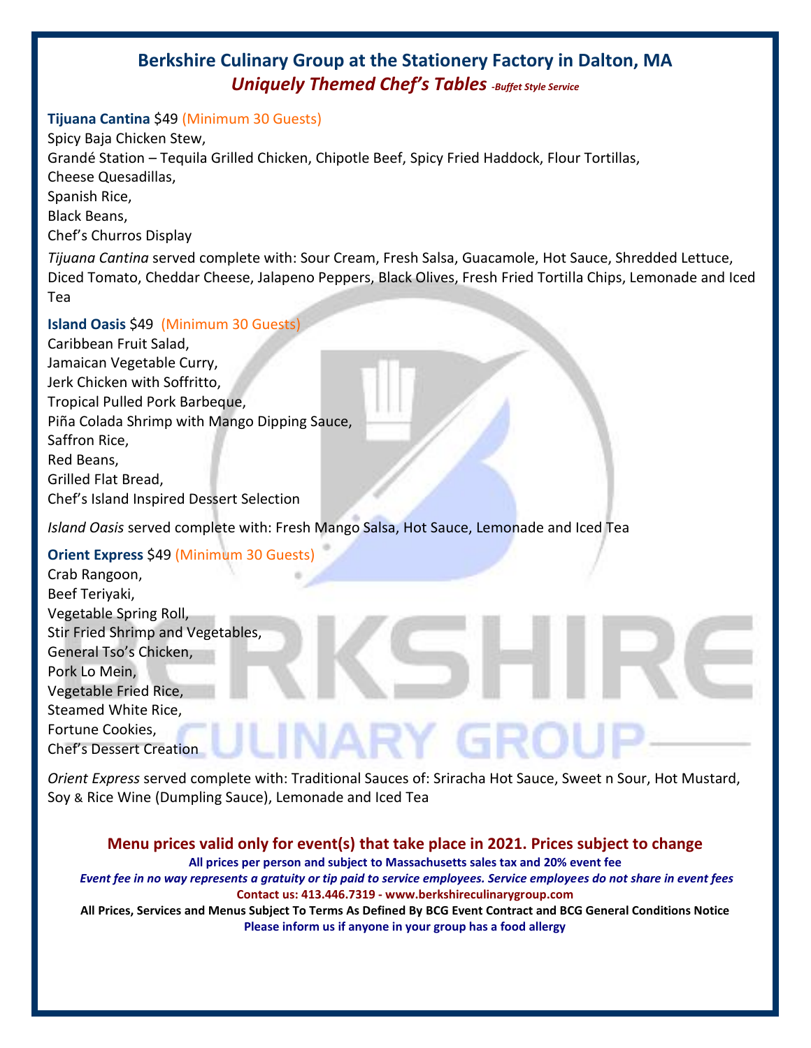# Berkshire Culinary Group at the Stationery Factory in Dalton, MA

## *Uniquely Themed Chef's Tables* *-Buffet Style Service*

**Tijuana Cantina** $49 (Minimum 30 Guests)

Spicy Baja Chicken Stew,
Grandé Station – Tequila Grilled Chicken, Chipotle Beef, Spicy Fried Haddock, Flour Tortillas,
Cheese Quesadillas,
Spanish Rice,
Black Beans,
Chef's Churros Display

*Tijuana Cantina* served complete with: Sour Cream, Fresh Salsa, Guacamole, Hot Sauce, Shredded Lettuce, Diced Tomato, Cheddar Cheese, Jalapeno Peppers, Black Olives, Fresh Fried Tortilla Chips, Lemonade and Iced Tea

**Island Oasis** $49 (Minimum 30 Guests)

Caribbean Fruit Salad,
Jamaican Vegetable Curry,
Jerk Chicken with Soffritto,
Tropical Pulled Pork Barbeque,
Piña Colada Shrimp with Mango Dipping Sauce,
Saffron Rice,
Red Beans,
Grilled Flat Bread,
Chef's Island Inspired Dessert Selection

*Island Oasis* served complete with: Fresh Mango Salsa, Hot Sauce, Lemonade and Iced Tea

**Orient Express** $49 (Minimum 30 Guests)

Crab Rangoon,
Beef Teriyaki,
Vegetable Spring Roll,
Stir Fried Shrimp and Vegetables,
General Tso's Chicken,
Pork Lo Mein,
Vegetable Fried Rice,
Steamed White Rice,
Fortune Cookies,
Chef's Dessert Creation

*Orient Express* served complete with: Traditional Sauces of: Sriracha Hot Sauce, Sweet n Sour, Hot Mustard, Soy & Rice Wine (Dumpling Sauce), Lemonade and Iced Tea

**Menu prices valid only for event(s) that take place in 2021. Prices subject to change**

**All prices per person and subject to Massachusetts sales tax and 20% event fee**

***Event fee in no way represents a gratuity or tip paid to service employees. Service employees do not share in event fees***

**Contact us: 413.446.7319 - www.berkshireculinarygroup.com**

**All Prices, Services and Menus Subject To Terms As Defined By BCG Event Contract and BCG General Conditions Notice**

**Please inform us if anyone in your group has a food allergy**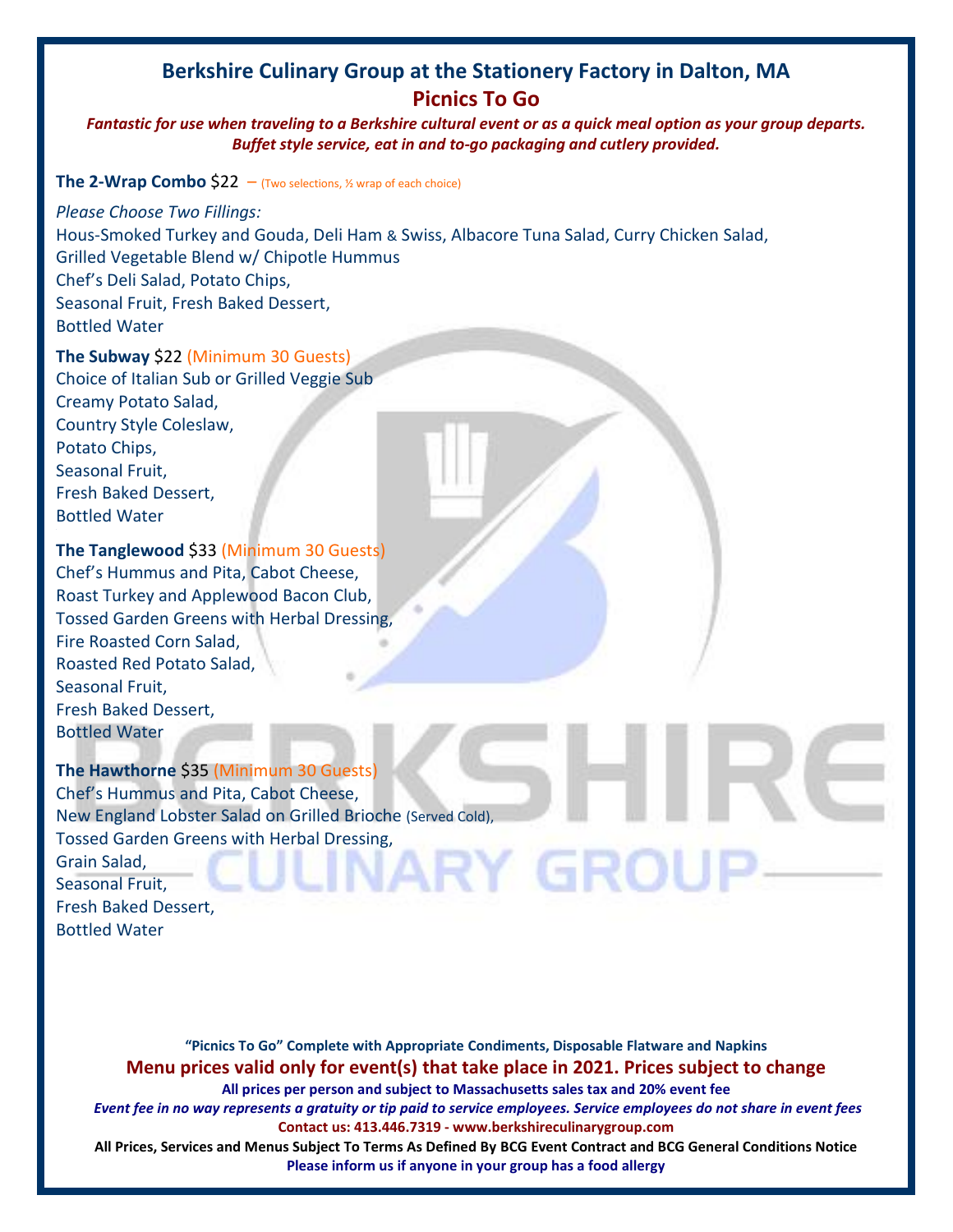# Berkshire Culinary Group at the Stationery Factory in Dalton, MA

## Picnics To Go

***Fantastic for use when traveling to a Berkshire cultural event or as a quick meal option as your group departs. Buffet style service, eat in and to-go packaging and cutlery provided.***

**The 2-Wrap Combo** $22 – (Two selections, ½ wrap of each choice)

*Please Choose Two Fillings:*
Hous-Smoked Turkey and Gouda, Deli Ham & Swiss, Albacore Tuna Salad, Curry Chicken Salad,
Grilled Vegetable Blend w/ Chipotle Hummus
Chef's Deli Salad, Potato Chips,
Seasonal Fruit, Fresh Baked Dessert,
Bottled Water

**The Subway** $22 (Minimum 30 Guests)
Choice of Italian Sub or Grilled Veggie Sub
Creamy Potato Salad,
Country Style Coleslaw,
Potato Chips,
Seasonal Fruit,
Fresh Baked Dessert,
Bottled Water

**The Tanglewood** $33 (Minimum 30 Guests)
Chef's Hummus and Pita, Cabot Cheese,
Roast Turkey and Applewood Bacon Club,
Tossed Garden Greens with Herbal Dressing,
Fire Roasted Corn Salad,
Roasted Red Potato Salad,
Seasonal Fruit,
Fresh Baked Dessert,
Bottled Water

**The Hawthorne** $35 (Minimum 30 Guests)
Chef's Hummus and Pita, Cabot Cheese,
New England Lobster Salad on Grilled Brioche (Served Cold),
Tossed Garden Greens with Herbal Dressing,
Grain Salad,
Seasonal Fruit,
Fresh Baked Dessert,
Bottled Water

**"Picnics To Go" Complete with Appropriate Condiments, Disposable Flatware and Napkins**

**Menu prices valid only for event(s) that take place in 2021. Prices subject to change**

**All prices per person and subject to Massachusetts sales tax and 20% event fee**

***Event fee in no way represents a gratuity or tip paid to service employees. Service employees do not share in event fees***

**Contact us: 413.446.7319 - www.berkshireculinarygroup.com**

**All Prices, Services and Menus Subject To Terms As Defined By BCG Event Contract and BCG General Conditions Notice**

**Please inform us if anyone in your group has a food allergy**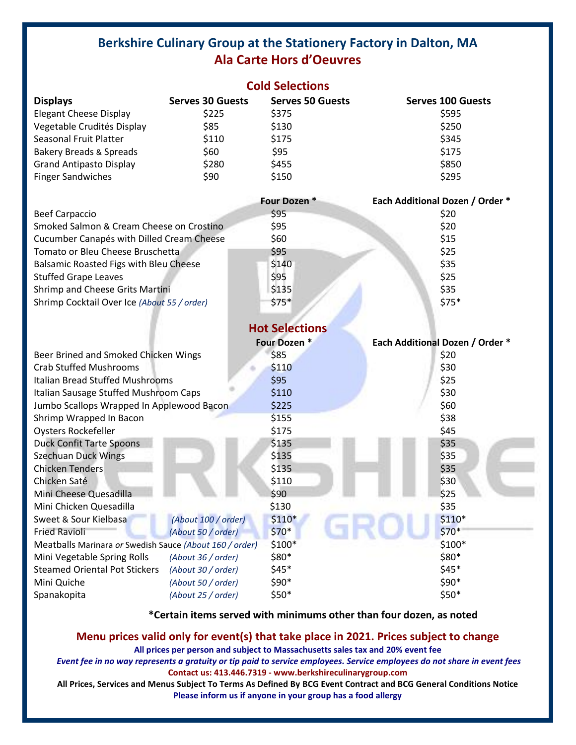# Berkshire Culinary Group at the Stationery Factory in Dalton, MA

## Ala Carte Hors d'Oeuvres

### Cold Selections

| Displays | Serves 30 Guests | Serves 50 Guests | Serves 100 Guests |
|---|---|---|---|
| Elegant Cheese Display | $225 | $375 | $595 |
| Vegetable Crudités Display | $85 | $130 | $250 |
| Seasonal Fruit Platter | $110 | $175 | $345 |
| Bakery Breads & Spreads | $60 | $95 | $175 |
| Grand Antipasto Display | $280 | $455 | $850 |
| Finger Sandwiches | $90 | $150 | $295 |

| | Four Dozen * | Each Additional Dozen / Order * |
|---|---|---|
| Beef Carpaccio | $95 | $20 |
| Smoked Salmon & Cream Cheese on Crostino | $95 | $20 |
| Cucumber Canapés with Dilled Cream Cheese | $60 | $15 |
| Tomato or Bleu Cheese Bruschetta | $95 | $25 |
| Balsamic Roasted Figs with Bleu Cheese | $140 | $35 |
| Stuffed Grape Leaves | $95 | $25 |
| Shrimp and Cheese Grits Martini | $135 | $35 |
| Shrimp Cocktail Over Ice *(About 55 / order)* | $75* | $75* |

### Hot Selections

| | Four Dozen * | Each Additional Dozen / Order * |
|---|---|---|
| Beer Brined and Smoked Chicken Wings | $85 | $20 |
| Crab Stuffed Mushrooms | $110 | $30 |
| Italian Bread Stuffed Mushrooms | $95 | $25 |
| Italian Sausage Stuffed Mushroom Caps | $110 | $30 |
| Jumbo Scallops Wrapped In Applewood Bacon | $225 | $60 |
| Shrimp Wrapped In Bacon | $155 | $38 |
| Oysters Rockefeller | $175 | $45 |
| Duck Confit Tarte Spoons | $135 | $35 |
| Szechuan Duck Wings | $135 | $35 |
| Chicken Tenders | $135 | $35 |
| Chicken Saté | $110 | $30 |
| Mini Cheese Quesadilla | $90 | $25 |
| Mini Chicken Quesadilla | $130 | $35 |
| Sweet & Sour Kielbasa *(About 100 / order)* | $110* | $110* |
| Fried Ravioli *(About 50 / order)* | $70* | $70* |
| Meatballs Marinara *or* Swedish Sauce *(About 160 / order)* | $100* | $100* |
| Mini Vegetable Spring Rolls *(About 36 / order)* | $80* | $80* |
| Steamed Oriental Pot Stickers *(About 30 / order)* | $45* | $45* |
| Mini Quiche *(About 50 / order)* | $90* | $90* |
| Spanakopita *(About 25 / order)* | $50* | $50* |

**\*Certain items served with minimums other than four dozen, as noted**

**Menu prices valid only for event(s) that take place in 2021. Prices subject to change**

**All prices per person and subject to Massachusetts sales tax and 20% event fee**

***Event fee in no way represents a gratuity or tip paid to service employees. Service employees do not share in event fees***

**Contact us: 413.446.7319 - www.berkshireculinarygroup.com**

**All Prices, Services and Menus Subject To Terms As Defined By BCG Event Contract and BCG General Conditions Notice**

**Please inform us if anyone in your group has a food allergy**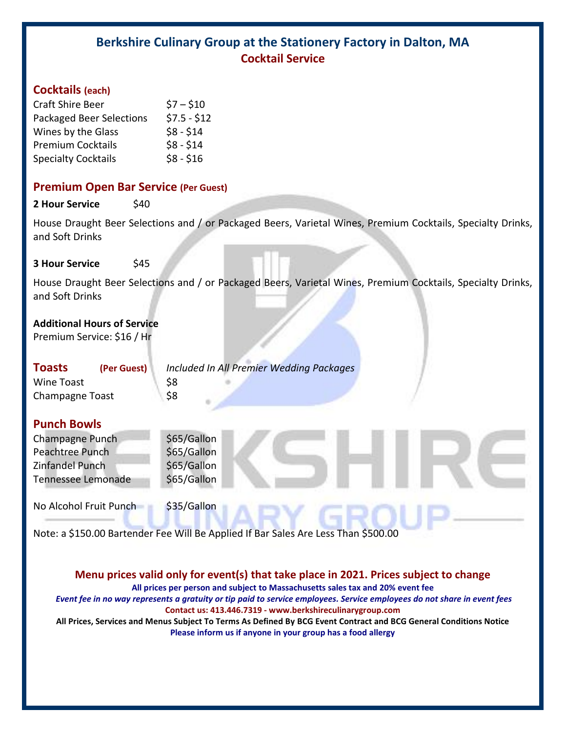# Berkshire Culinary Group at the Stationery Factory in Dalton, MA

## Cocktail Service

### Cocktails (each)

| | |
|---|---|
| Craft Shire Beer | $7 – $10 |
| Packaged Beer Selections | $7.5 - $12 |
| Wines by the Glass | $8 - $14 |
| Premium Cocktails | $8 - $14 |
| Specialty Cocktails | $8 - $16 |

### Premium Open Bar Service (Per Guest)

**2 Hour Service** $40

House Draught Beer Selections and / or Packaged Beers, Varietal Wines, Premium Cocktails, Specialty Drinks, and Soft Drinks

**3 Hour Service** $45

House Draught Beer Selections and / or Packaged Beers, Varietal Wines, Premium Cocktails, Specialty Drinks, and Soft Drinks

**Additional Hours of Service**
Premium Service: $16 / Hr

### Toasts (Per Guest) *Included In All Premier Wedding Packages*

| | |
|---|---|
| Wine Toast | $8 |
| Champagne Toast | $8 |

### Punch Bowls

| | |
|---|---|
| Champagne Punch | $65/Gallon |
| Peachtree Punch | $65/Gallon |
| Zinfandel Punch | $65/Gallon |
| Tennessee Lemonade | $65/Gallon |
| No Alcohol Fruit Punch | $35/Gallon |

Note: a $150.00 Bartender Fee Will Be Applied If Bar Sales Are Less Than $500.00

**Menu prices valid only for event(s) that take place in 2021. Prices subject to change**

**All prices per person and subject to Massachusetts sales tax and 20% event fee**

***Event fee in no way represents a gratuity or tip paid to service employees. Service employees do not share in event fees***

**Contact us: 413.446.7319 - www.berkshireculinarygroup.com**

**All Prices, Services and Menus Subject To Terms As Defined By BCG Event Contract and BCG General Conditions Notice**

**Please inform us if anyone in your group has a food allergy**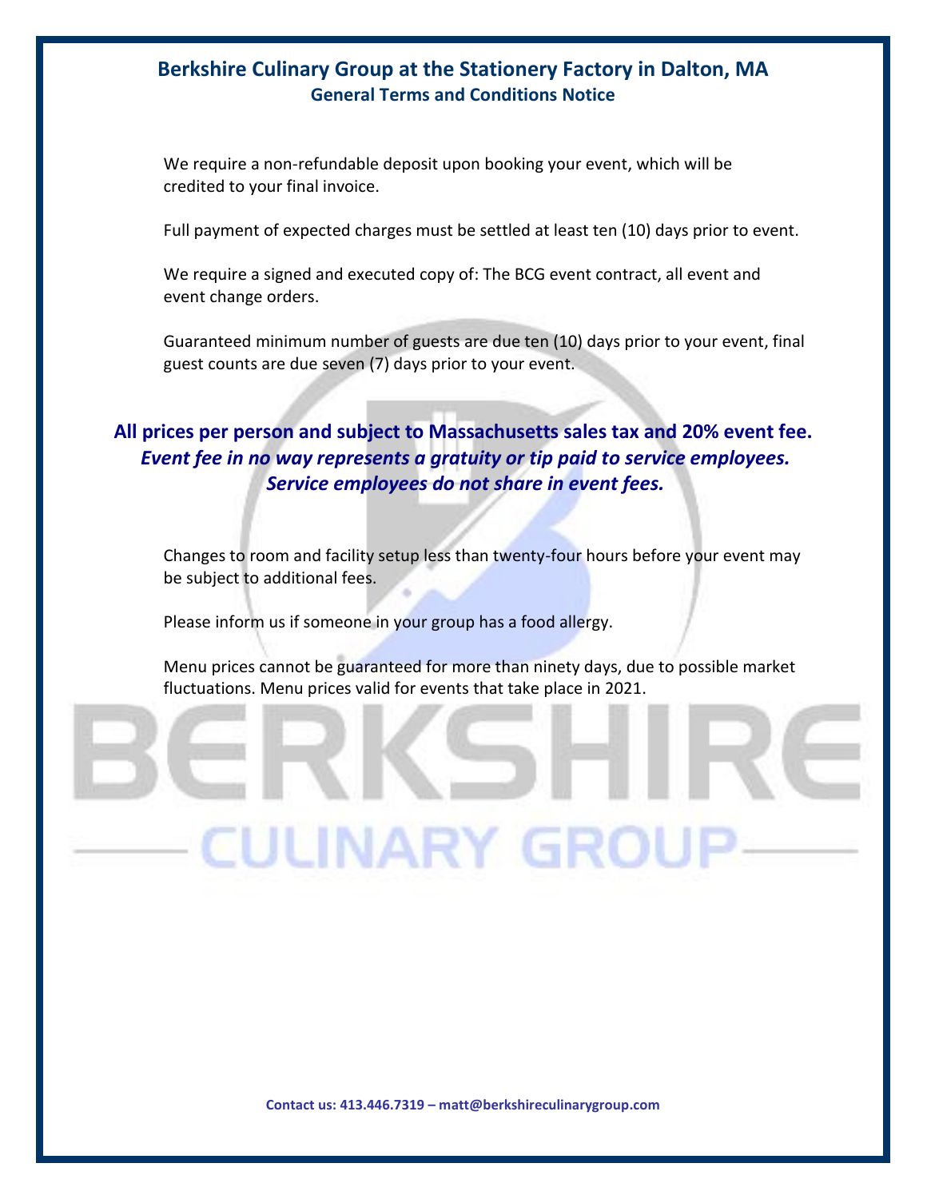## Berkshire Culinary Group at the Stationery Factory in Dalton, MA

### General Terms and Conditions Notice

We require a non-refundable deposit upon booking your event, which will be credited to your final invoice.

Full payment of expected charges must be settled at least ten (10) days prior to event.

We require a signed and executed copy of: The BCG event contract, all event and event change orders.

Guaranteed minimum number of guests are due ten (10) days prior to your event, final guest counts are due seven (7) days prior to your event.

**All prices per person and subject to Massachusetts sales tax and 20% event fee.**
***Event fee in no way represents a gratuity or tip paid to service employees.***
***Service employees do not share in event fees.***

Changes to room and facility setup less than twenty-four hours before your event may be subject to additional fees.

Please inform us if someone in your group has a food allergy.

Menu prices cannot be guaranteed for more than ninety days, due to possible market fluctuations. Menu prices valid for events that take place in 2021.

BERKSHIRE
CULINARY GROUP

**Contact us: 413.446.7319 – matt@berkshireculinarygroup.com**